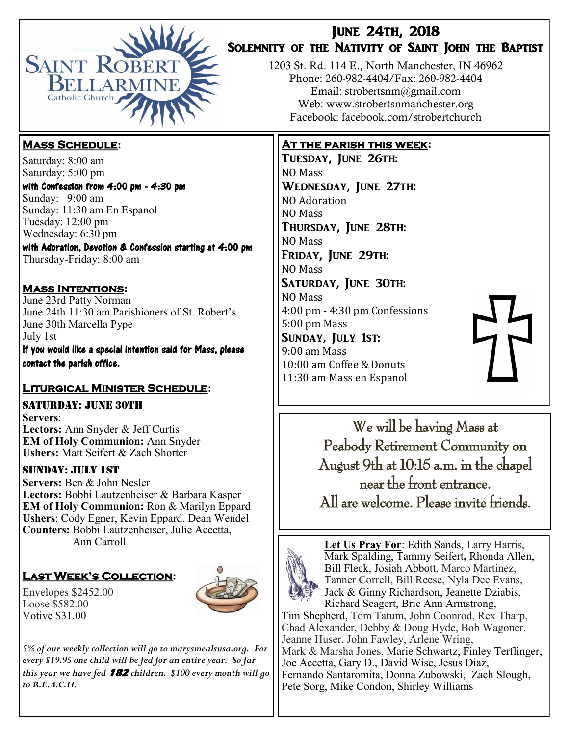# June 24th, 2018

## Solemnity of the Nativity of Saint John the Baptist

Saint Robert Bellarmine Catholic Church

1203 St. Rd. 114 E., North Manchester, IN 46962
Phone: 260-982-4404/Fax: 260-982-4404
Email: strobertsnm@gmail.com
Web: www.strobertsnmanchester.org
Facebook: facebook.com/strobertchurch

## Mass Schedule:

Saturday: 8:00 am
Saturday: 5:00 pm
**with Confession from 4:00 pm - 4:30 pm**
Sunday: 9:00 am
Sunday: 11:30 am En Espanol
Tuesday: 12:00 pm
Wednesday: 6:30 pm
**with Adoration, Devotion & Confession starting at 4:00 pm**
Thursday-Friday: 8:00 am

## Mass Intentions:

June 23rd Patty Norman
June 24th 11:30 am Parishioners of St. Robert's
June 30th Marcella Pype
July 1st
**If you would like a special intention said for Mass, please contact the parish office.**

## Liturgical Minister Schedule:

### Saturday: June 30th

**Servers**:
**Lectors:** Ann Snyder & Jeff Curtis
**EM of Holy Communion:** Ann Snyder
**Ushers:** Matt Seifert & Zach Shorter

### Sunday: July 1st

**Servers:** Ben & John Nesler
**Lectors:** Bobbi Lautzenheiser & Barbara Kasper
**EM of Holy Communion:** Ron & Marilyn Eppard
**Ushers**: Cody Egner, Kevin Eppard, Dean Wendel
**Counters:** Bobbi Lautzenheiser, Julie Accetta, Ann Carroll

## Last Week's Collection:

Envelopes $2452.00
Loose $582.00
Votive $31.00

*5% of our weekly collection will go to marysmealsusa.org. For every $19.95 one child will be fed for an entire year. So far this year we have fed **182** children. $100 every month will go to R.E.A.C.H.*

## At the parish this week:

**Tuesday, June 26th:**
NO Mass

**Wednesday, June 27th:**
NO Adoration
NO Mass

**Thursday, June 28th:**
NO Mass

**Friday, June 29th:**
NO Mass

**Saturday, June 30th:**
NO Mass
4:00 pm - 4:30 pm Confessions
5:00 pm Mass

**Sunday, July 1st:**
9:00 am Mass
10:00 am Coffee & Donuts
11:30 am Mass en Espanol

We will be having Mass at Peabody Retirement Community on August 9th at 10:15 a.m. in the chapel near the front entrance. All are welcome. Please invite friends.

**Let Us Pray For**: Edith Sands, Larry Harris, Mark Spalding, Tammy Seifert, Rhonda Allen, Bill Fleck, Josiah Abbott, Marco Martinez, Tanner Correll, Bill Reese, Nyla Dee Evans, Jack & Ginny Richardson, Jeanette Dziabis, Richard Seagert, Brie Ann Armstrong, Tim Shepherd, Tom Tatum, John Coonrod, Rex Tharp, Chad Alexander, Debby & Doug Hyde, Bob Wagoner, Jeanne Huser, John Fawley, Arlene Wring, Mark & Marsha Jones, Marie Schwartz, Finley Terflinger, Joe Accetta, Gary D., David Wise, Jesus Diaz, Fernando Santaromita, Donna Zubowski, Zach Slough, Pete Sorg, Mike Condon, Shirley Williams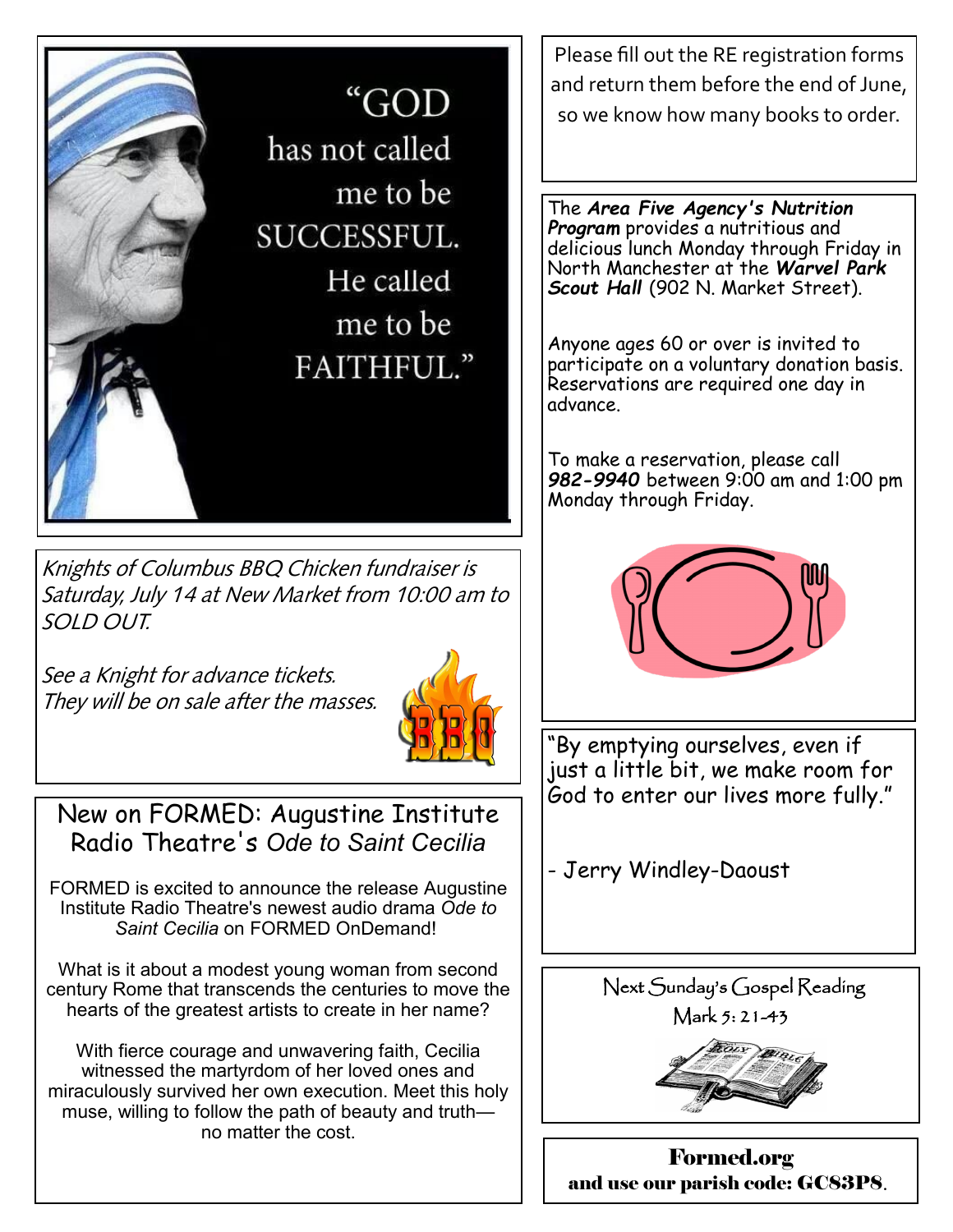"GOD has not called me to be SUCCESSFUL. He called me to be FAITHFUL."

*Knights of Columbus BBQ Chicken fundraiser is Saturday, July 14 at New Market from 10:00 am to SOLD OUT.*

*See a Knight for advance tickets. They will be on sale after the masses.*

## New on FORMED: Augustine Institute Radio Theatre's *Ode to Saint Cecilia*

FORMED is excited to announce the release Augustine Institute Radio Theatre's newest audio drama *Ode to Saint Cecilia* on FORMED OnDemand!

What is it about a modest young woman from second century Rome that transcends the centuries to move the hearts of the greatest artists to create in her name?

With fierce courage and unwavering faith, Cecilia witnessed the martyrdom of her loved ones and miraculously survived her own execution. Meet this holy muse, willing to follow the path of beauty and truth—no matter the cost.

Please fill out the RE registration forms and return them before the end of June, so we know how many books to order.

The ***Area Five Agency's Nutrition Program*** provides a nutritious and delicious lunch Monday through Friday in North Manchester at the ***Warvel Park Scout Hall*** (902 N. Market Street).

Anyone ages 60 or over is invited to participate on a voluntary donation basis. Reservations are required one day in advance.

To make a reservation, please call ***982-9940*** between 9:00 am and 1:00 pm Monday through Friday.

"By emptying ourselves, even if just a little bit, we make room for God to enter our lives more fully."

- Jerry Windley-Daoust

Next Sunday's Gospel Reading
Mark 5: 21-43

**Formed.org**
**and use our parish code: GC83P8.**